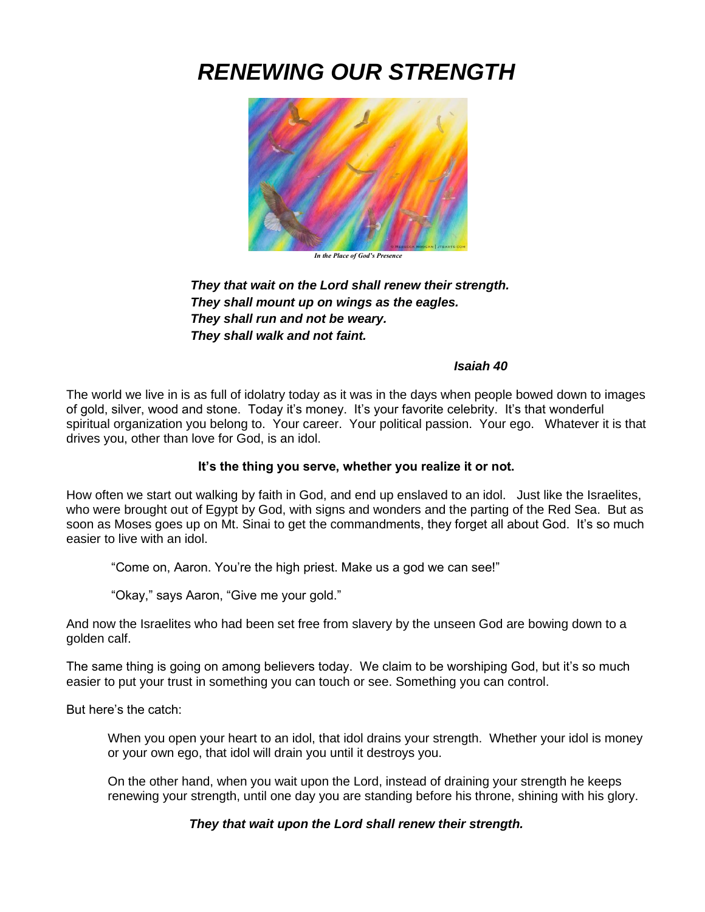# *RENEWING OUR STRENGTH*

*In the Place of God's Presence*

***They that wait on the Lord shall renew their strength.***
***They shall mount up on wings as the eagles.***
***They shall run and not be weary.***
***They shall walk and not faint.***

***Isaiah 40***

The world we live in is as full of idolatry today as it was in the days when people bowed down to images of gold, silver, wood and stone. Today it's money. It's your favorite celebrity. It's that wonderful spiritual organization you belong to. Your career. Your political passion. Your ego. Whatever it is that drives you, other than love for God, is an idol.

**It's the thing you serve, whether you realize it or not.**

How often we start out walking by faith in God, and end up enslaved to an idol. Just like the Israelites, who were brought out of Egypt by God, with signs and wonders and the parting of the Red Sea. But as soon as Moses goes up on Mt. Sinai to get the commandments, they forget all about God. It's so much easier to live with an idol.

"Come on, Aaron. You're the high priest. Make us a god we can see!"

"Okay," says Aaron, "Give me your gold."

And now the Israelites who had been set free from slavery by the unseen God are bowing down to a golden calf.

The same thing is going on among believers today. We claim to be worshiping God, but it's so much easier to put your trust in something you can touch or see. Something you can control.

But here's the catch:

When you open your heart to an idol, that idol drains your strength. Whether your idol is money or your own ego, that idol will drain you until it destroys you.

On the other hand, when you wait upon the Lord, instead of draining your strength he keeps renewing your strength, until one day you are standing before his throne, shining with his glory.

***They that wait upon the Lord shall renew their strength.***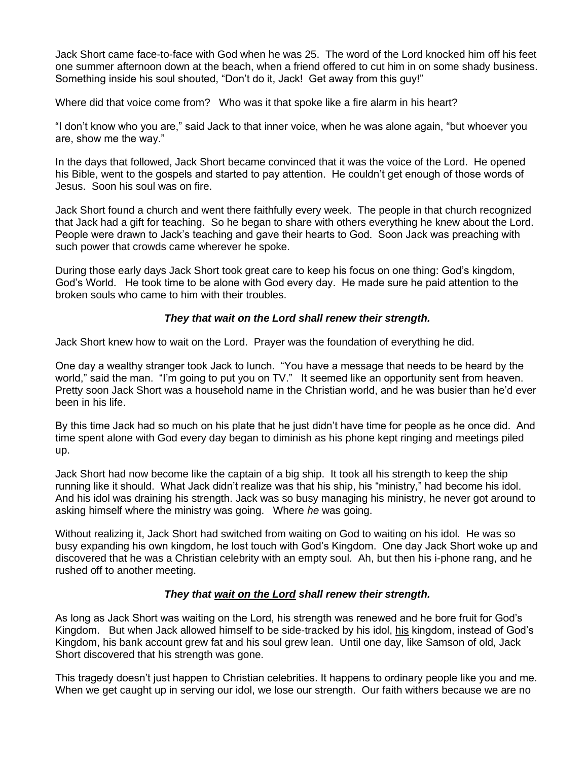Jack Short came face-to-face with God when he was 25. The word of the Lord knocked him off his feet one summer afternoon down at the beach, when a friend offered to cut him in on some shady business. Something inside his soul shouted, "Don't do it, Jack! Get away from this guy!"

Where did that voice come from? Who was it that spoke like a fire alarm in his heart?

"I don't know who you are," said Jack to that inner voice, when he was alone again, "but whoever you are, show me the way."

In the days that followed, Jack Short became convinced that it was the voice of the Lord. He opened his Bible, went to the gospels and started to pay attention. He couldn't get enough of those words of Jesus. Soon his soul was on fire.

Jack Short found a church and went there faithfully every week. The people in that church recognized that Jack had a gift for teaching. So he began to share with others everything he knew about the Lord. People were drawn to Jack's teaching and gave their hearts to God. Soon Jack was preaching with such power that crowds came wherever he spoke.

During those early days Jack Short took great care to keep his focus on one thing: God's kingdom, God's World. He took time to be alone with God every day. He made sure he paid attention to the broken souls who came to him with their troubles.

***They that wait on the Lord shall renew their strength.***

Jack Short knew how to wait on the Lord. Prayer was the foundation of everything he did.

One day a wealthy stranger took Jack to lunch. "You have a message that needs to be heard by the world," said the man. "I'm going to put you on TV." It seemed like an opportunity sent from heaven. Pretty soon Jack Short was a household name in the Christian world, and he was busier than he'd ever been in his life.

By this time Jack had so much on his plate that he just didn't have time for people as he once did. And time spent alone with God every day began to diminish as his phone kept ringing and meetings piled up.

Jack Short had now become like the captain of a big ship. It took all his strength to keep the ship running like it should. What Jack didn't realize was that his ship, his "ministry," had become his idol. And his idol was draining his strength. Jack was so busy managing his ministry, he never got around to asking himself where the ministry was going. Where *he* was going.

Without realizing it, Jack Short had switched from waiting on God to waiting on his idol. He was so busy expanding his own kingdom, he lost touch with God's Kingdom. One day Jack Short woke up and discovered that he was a Christian celebrity with an empty soul. Ah, but then his i-phone rang, and he rushed off to another meeting.

***They that <u>wait on the Lord</u> shall renew their strength.***

As long as Jack Short was waiting on the Lord, his strength was renewed and he bore fruit for God's Kingdom. But when Jack allowed himself to be side-tracked by his idol, <u>his</u> kingdom, instead of God's Kingdom, his bank account grew fat and his soul grew lean. Until one day, like Samson of old, Jack Short discovered that his strength was gone.

This tragedy doesn't just happen to Christian celebrities. It happens to ordinary people like you and me. When we get caught up in serving our idol, we lose our strength. Our faith withers because we are no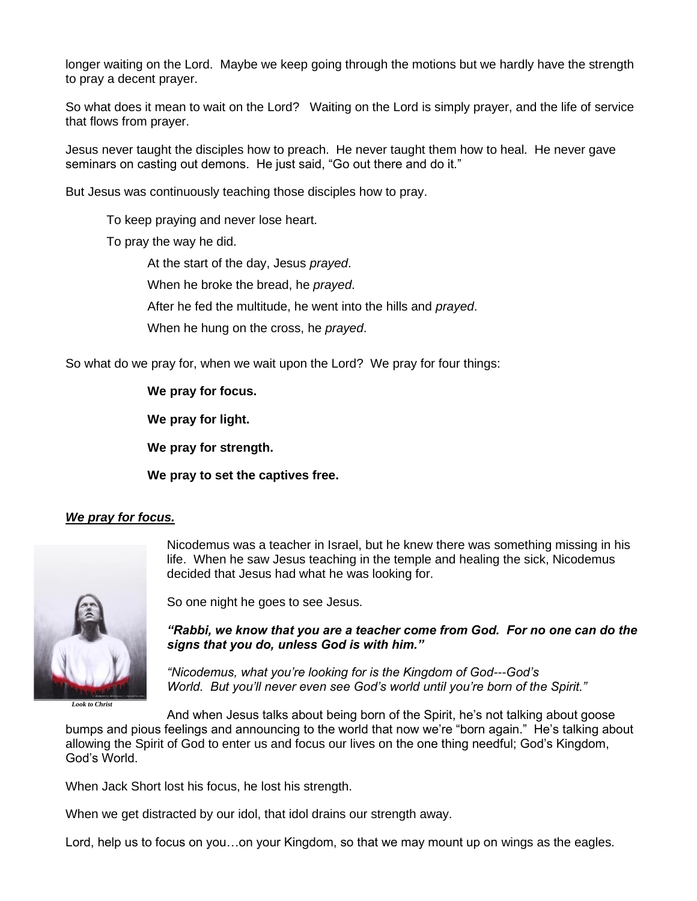longer waiting on the Lord. Maybe we keep going through the motions but we hardly have the strength to pray a decent prayer.

So what does it mean to wait on the Lord? Waiting on the Lord is simply prayer, and the life of service that flows from prayer.

Jesus never taught the disciples how to preach. He never taught them how to heal. He never gave seminars on casting out demons. He just said, "Go out there and do it."

But Jesus was continuously teaching those disciples how to pray.

To keep praying and never lose heart.

To pray the way he did.

At the start of the day, Jesus *prayed*.

When he broke the bread, he *prayed*.

After he fed the multitude, he went into the hills and *prayed*.

When he hung on the cross, he *prayed*.

So what do we pray for, when we wait upon the Lord? We pray for four things:

**We pray for focus.**

**We pray for light.**

**We pray for strength.**

**We pray to set the captives free.**

***We pray for focus.***

Nicodemus was a teacher in Israel, but he knew there was something missing in his life. When he saw Jesus teaching in the temple and healing the sick, Nicodemus decided that Jesus had what he was looking for.

So one night he goes to see Jesus.

***"Rabbi, we know that you are a teacher come from God. For no one can do the signs that you do, unless God is with him."***

*"Nicodemus, what you're looking for is the Kingdom of God---God's World. But you'll never even see God's world until you're born of the Spirit."*

*Look to Christ*

And when Jesus talks about being born of the Spirit, he's not talking about goose bumps and pious feelings and announcing to the world that now we're "born again." He's talking about allowing the Spirit of God to enter us and focus our lives on the one thing needful; God's Kingdom, God's World.

When Jack Short lost his focus, he lost his strength.

When we get distracted by our idol, that idol drains our strength away.

Lord, help us to focus on you…on your Kingdom, so that we may mount up on wings as the eagles.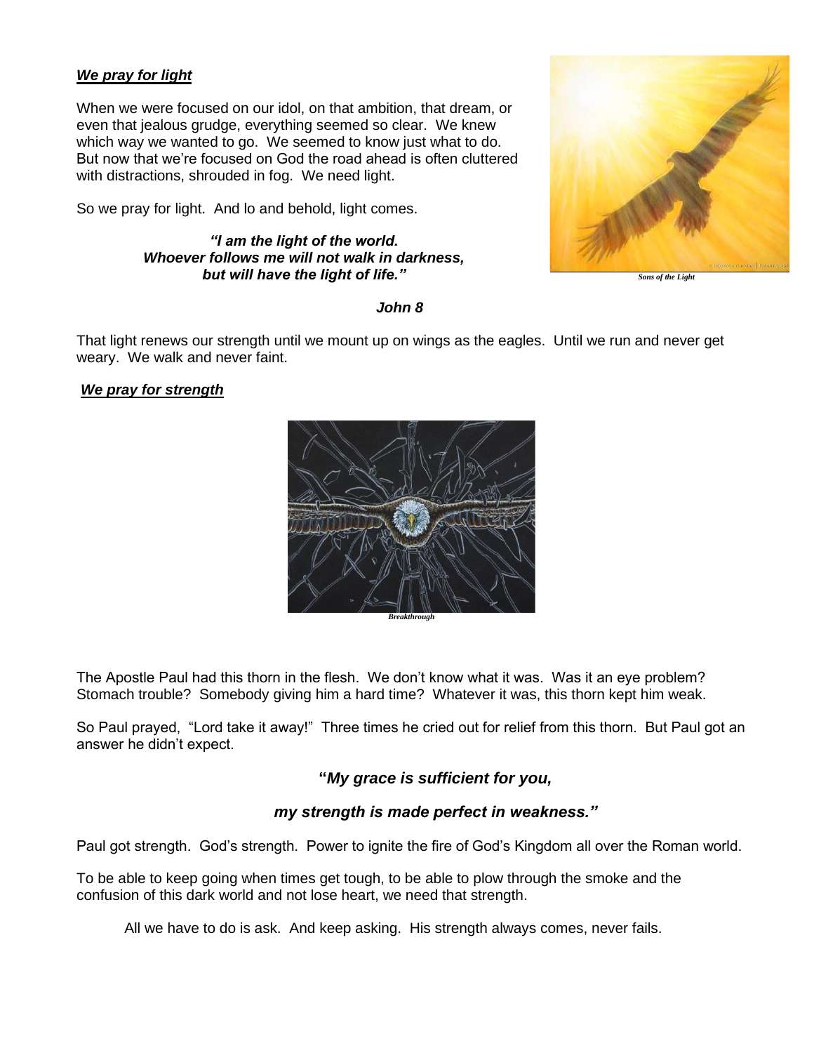***We pray for light***

When we were focused on our idol, on that ambition, that dream, or even that jealous grudge, everything seemed so clear. We knew which way we wanted to go. We seemed to know just what to do. But now that we're focused on God the road ahead is often cluttered with distractions, shrouded in fog. We need light.

So we pray for light. And lo and behold, light comes.

***"I am the light of the world.***
***Whoever follows me will not walk in darkness,***
***but will have the light of life."***

*Sons of the Light*

***John 8***

That light renews our strength until we mount up on wings as the eagles. Until we run and never get weary. We walk and never faint.

***We pray for strength***

*Breakthrough*

The Apostle Paul had this thorn in the flesh. We don't know what it was. Was it an eye problem? Stomach trouble? Somebody giving him a hard time? Whatever it was, this thorn kept him weak.

So Paul prayed, "Lord take it away!" Three times he cried out for relief from this thorn. But Paul got an answer he didn't expect.

**"*My grace is sufficient for you,***

***my strength is made perfect in weakness."***

Paul got strength. God's strength. Power to ignite the fire of God's Kingdom all over the Roman world.

To be able to keep going when times get tough, to be able to plow through the smoke and the confusion of this dark world and not lose heart, we need that strength.

All we have to do is ask. And keep asking. His strength always comes, never fails.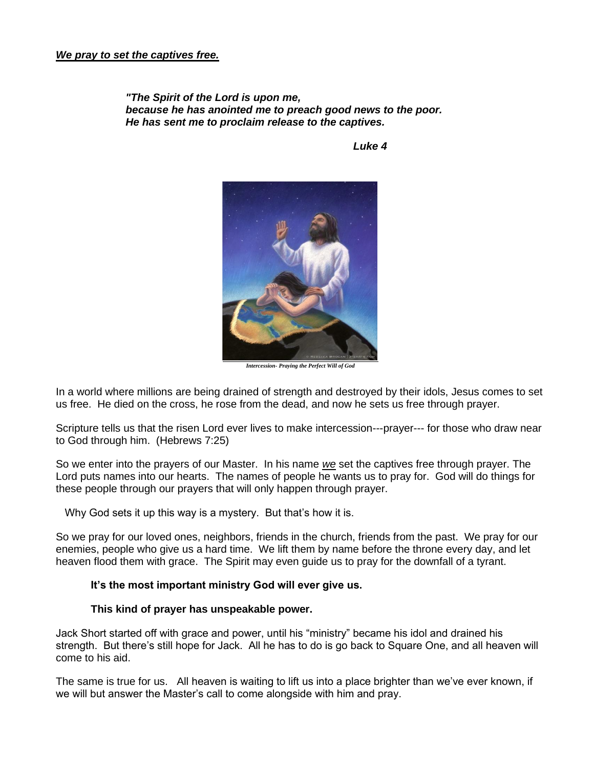***<u>We pray to set the captives free.</u>***

> ***"The Spirit of the Lord is upon me,***
> ***because he has anointed me to preach good news to the poor.***
> ***He has sent me to proclaim release to the captives.***
>
> ***Luke 4***

*Intercession- Praying the Perfect Will of God*

In a world where millions are being drained of strength and destroyed by their idols, Jesus comes to set us free. He died on the cross, he rose from the dead, and now he sets us free through prayer.

Scripture tells us that the risen Lord ever lives to make intercession---prayer--- for those who draw near to God through him. (Hebrews 7:25)

So we enter into the prayers of our Master. In his name *<u>we</u>* set the captives free through prayer. The Lord puts names into our hearts. The names of people he wants us to pray for. God will do things for these people through our prayers that will only happen through prayer.

Why God sets it up this way is a mystery. But that's how it is.

So we pray for our loved ones, neighbors, friends in the church, friends from the past. We pray for our enemies, people who give us a hard time. We lift them by name before the throne every day, and let heaven flood them with grace. The Spirit may even guide us to pray for the downfall of a tyrant.

**It's the most important ministry God will ever give us.**

**This kind of prayer has unspeakable power.**

Jack Short started off with grace and power, until his "ministry" became his idol and drained his strength. But there's still hope for Jack. All he has to do is go back to Square One, and all heaven will come to his aid.

The same is true for us. All heaven is waiting to lift us into a place brighter than we've ever known, if we will but answer the Master's call to come alongside with him and pray.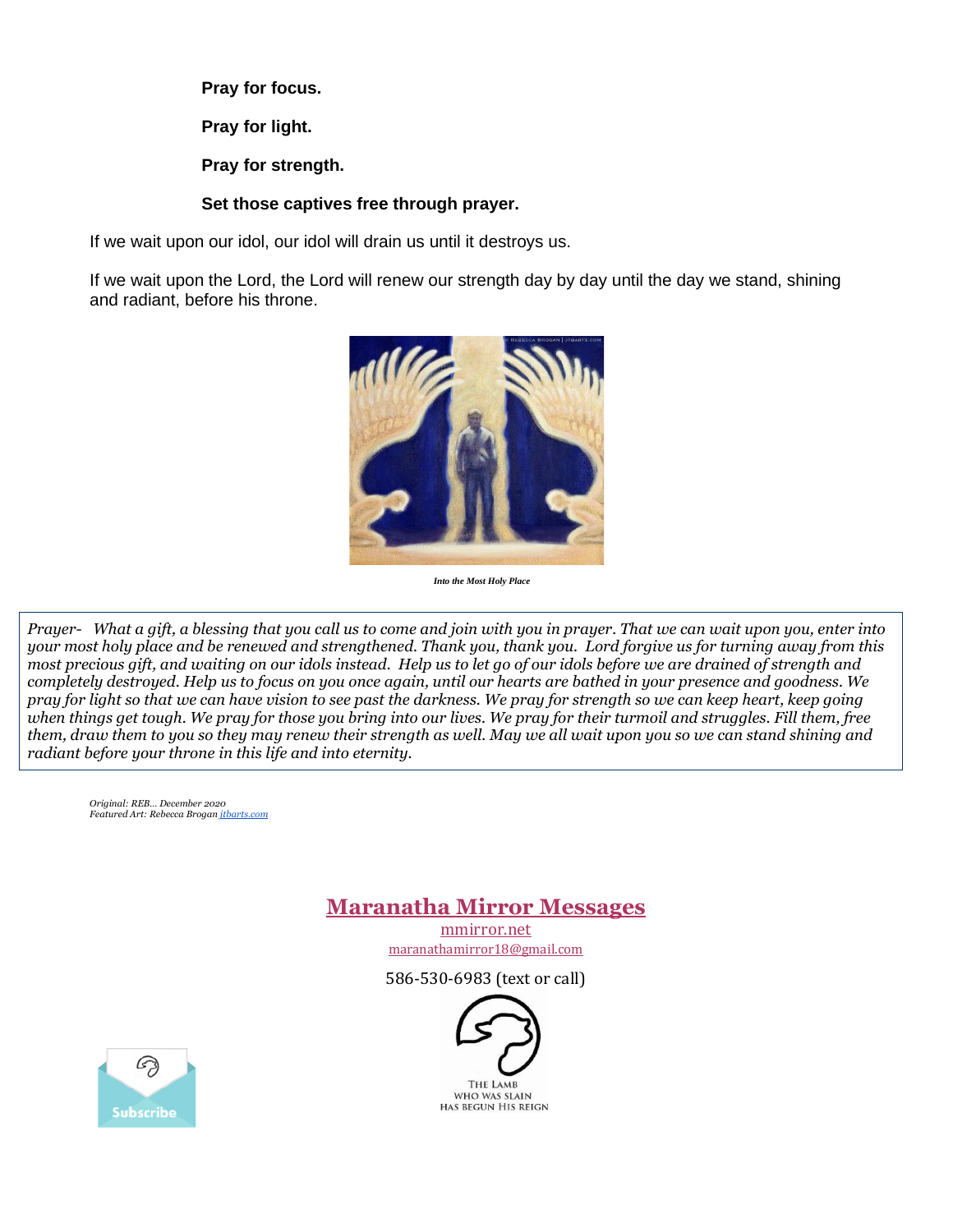**Pray for focus.**

**Pray for light.**

**Pray for strength.**

**Set those captives free through prayer.**

If we wait upon our idol, our idol will drain us until it destroys us.

If we wait upon the Lord, the Lord will renew our strength day by day until the day we stand, shining and radiant, before his throne.

***Into the Most Holy Place***

*Prayer- What a gift, a blessing that you call us to come and join with you in prayer. That we can wait upon you, enter into your most holy place and be renewed and strengthened. Thank you, thank you. Lord forgive us for turning away from this most precious gift, and waiting on our idols instead. Help us to let go of our idols before we are drained of strength and completely destroyed. Help us to focus on you once again, until our hearts are bathed in your presence and goodness. We pray for light so that we can have vision to see past the darkness. We pray for strength so we can keep heart, keep going when things get tough. We pray for those you bring into our lives. We pray for their turmoil and struggles. Fill them, free them, draw them to you so they may renew their strength as well. May we all wait upon you so we can stand shining and radiant before your throne in this life and into eternity.*

*Original: REB… December 2020*
*Featured Art: Rebecca Brogan [jtbarts.com](jtbarts.com)*

## [Maranatha Mirror Messages](mmirror.net)

[mmirror.net](mmirror.net)

[maranathamirror18@gmail.com](mailto:maranathamirror18@gmail.com)

586-530-6983 (text or call)

THE LAMB WHO WAS SLAIN HAS BEGUN HIS REIGN

Subscribe